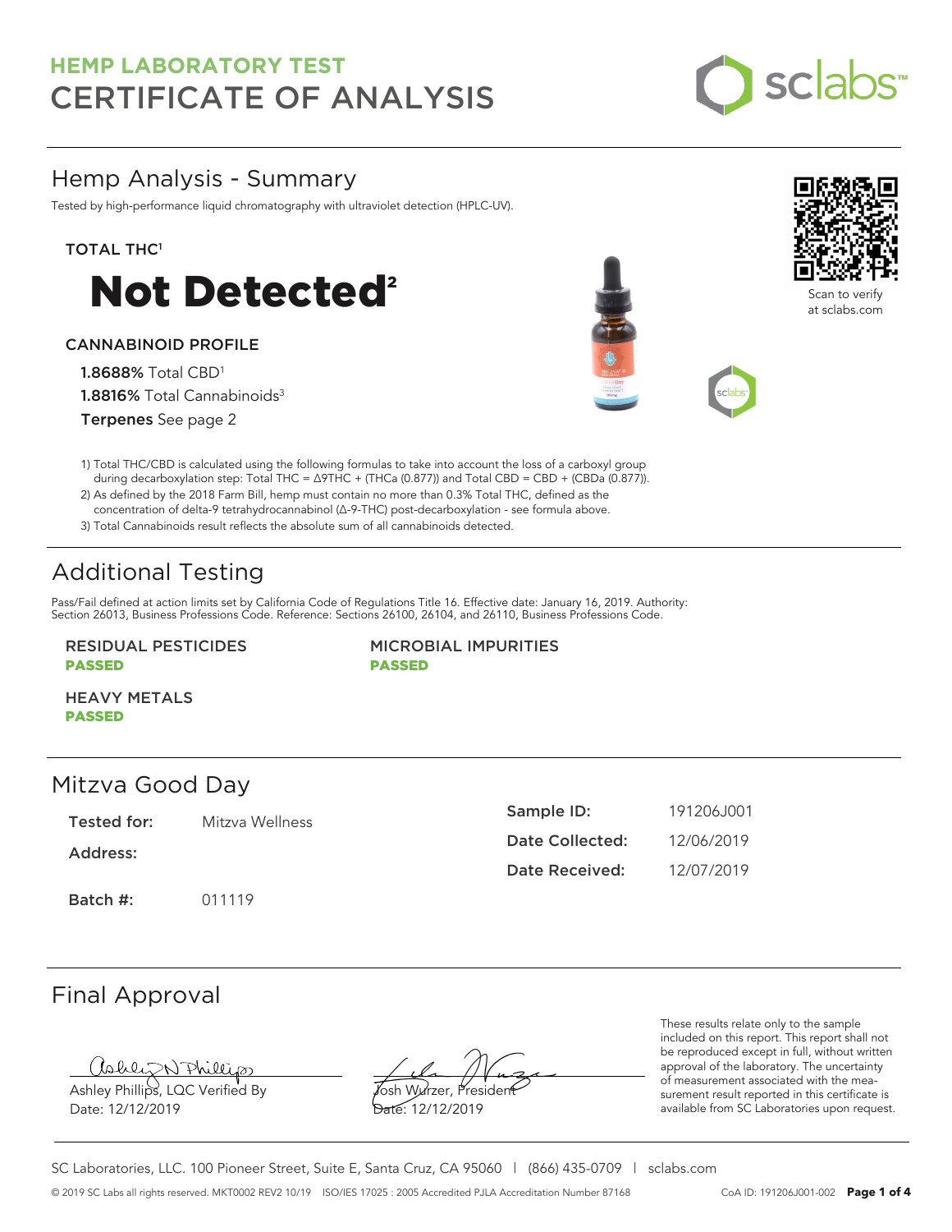# HEMP LABORATORY TEST
# CERTIFICATE OF ANALYSIS

sclabs™

## Hemp Analysis - Summary

Tested by high-performance liquid chromatography with ultraviolet detection (HPLC-UV).

Scan to verify at sclabs.com

### TOTAL THC[1]

# Not Detected[2]

### CANNABINOID PROFILE

**1.8688%** Total CBD[1]

**1.8816%** Total Cannabinoids[3]

**Terpenes** See page 2

1) Total THC/CBD is calculated using the following formulas to take into account the loss of a carboxyl group during decarboxylation step: Total THC = Δ9THC + (THCa (0.877)) and Total CBD = CBD + (CBDa (0.877)).
2) As defined by the 2018 Farm Bill, hemp must contain no more than 0.3% Total THC, defined as the concentration of delta-9 tetrahydrocannabinol (Δ-9-THC) post-decarboxylation - see formula above.
3) Total Cannabinoids result reflects the absolute sum of all cannabinoids detected.

## Additional Testing

Pass/Fail defined at action limits set by California Code of Regulations Title 16. Effective date: January 16, 2019. Authority: Section 26013, Business Professions Code. Reference: Sections 26100, 26104, and 26110, Business Professions Code.

**RESIDUAL PESTICIDES**
**PASSED**

**MICROBIAL IMPURITIES**
**PASSED**

**HEAVY METALS**
**PASSED**

## Mitzva Good Day

| | |
|---|---|
| **Tested for:** | Mitzva Wellness |
| **Address:** | |
| **Batch #:** | 011119 |

| | |
|---|---|
| **Sample ID:** | 191206J001 |
| **Date Collected:** | 12/06/2019 |
| **Date Received:** | 12/07/2019 |

## Final Approval

Ashley Phillips, LQC Verified By
Date: 12/12/2019

Josh Wurzer, President
Date: 12/12/2019

These results relate only to the sample included on this report. This report shall not be reproduced except in full, without written approval of the laboratory. The uncertainty of measurement associated with the measurement result reported in this certificate is available from SC Laboratories upon request.

SC Laboratories, LLC. 100 Pioneer Street, Suite E, Santa Cruz, CA 95060 | (866) 435-0709 | sclabs.com

© 2019 SC Labs all rights reserved. MKT0002 REV2 10/19 ISO/IES 17025 : 2005 Accredited PJLA Accreditation Number 87168 CoA ID: 191206J001-002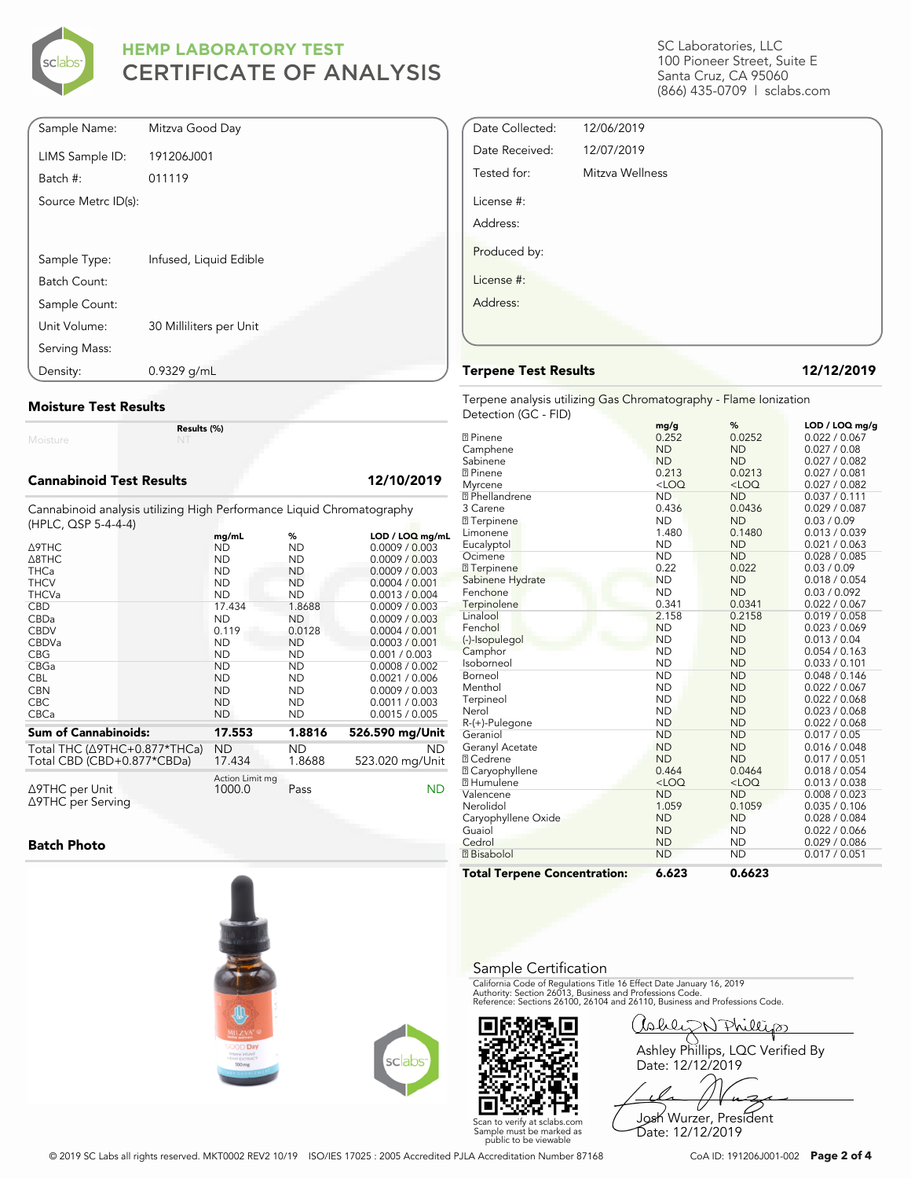# HEMP LABORATORY TEST
# CERTIFICATE OF ANALYSIS

SC Laboratories, LLC
100 Pioneer Street, Suite E
Santa Cruz, CA 95060
(866) 435-0709 | sclabs.com

| | |
|---|---|
| Sample Name: | Mitzva Good Day |
| LIMS Sample ID: | 191206J001 |
| Batch #: | 011119 |
| Source Metrc ID(s): | |
| Sample Type: | Infused, Liquid Edible |
| Batch Count: | |
| Sample Count: | |
| Unit Volume: | 30 Milliliters per Unit |
| Serving Mass: | |
| Density: | 0.9329 g/mL |

| | |
|---|---|
| Date Collected: | 12/06/2019 |
| Date Received: | 12/07/2019 |
| Tested for: | Mitzva Wellness |
| License #: | |
| Address: | |
| Produced by: | |
| License #: | |
| Address: | |

## Moisture Test Results

| | Results (%) |
|---|---|
| Moisture | NT |

## Cannabinoid Test Results — 12/10/2019

Cannabinoid analysis utilizing High Performance Liquid Chromatography (HPLC, QSP 5-4-4-4)

| | mg/mL | % | LOD / LOQ mg/mL |
|---|---|---|---|
| Δ9THC | ND | ND | 0.0009 / 0.003 |
| Δ8THC | ND | ND | 0.0009 / 0.003 |
| THCa | ND | ND | 0.0009 / 0.003 |
| THCV | ND | ND | 0.0004 / 0.001 |
| THCVa | ND | ND | 0.0013 / 0.004 |
| CBD | 17.434 | 1.8688 | 0.0009 / 0.003 |
| CBDa | ND | ND | 0.0009 / 0.003 |
| CBDV | 0.119 | 0.0128 | 0.0004 / 0.001 |
| CBDVa | ND | ND | 0.0003 / 0.001 |
| CBG | ND | ND | 0.001 / 0.003 |
| CBGa | ND | ND | 0.0008 / 0.002 |
| CBL | ND | ND | 0.0021 / 0.006 |
| CBN | ND | ND | 0.0009 / 0.003 |
| CBC | ND | ND | 0.0011 / 0.003 |
| CBCa | ND | ND | 0.0015 / 0.005 |
| **Sum of Cannabinoids:** | **17.553** | **1.8816** | **526.590 mg/Unit** |
| Total THC (Δ9THC+0.877*THCa) | ND | ND | ND |
| Total CBD (CBD+0.877*CBDa) | 17.434 | 1.8688 | 523.020 mg/Unit |

| | Action Limit mg | | |
|---|---|---|---|
| Δ9THC per Unit | 1000.0 | Pass | ND |
| Δ9THC per Serving | | | |

## Batch Photo

## Terpene Test Results — 12/12/2019

Terpene analysis utilizing Gas Chromatography - Flame Ionization Detection (GC - FID)

| | mg/g | % | LOD / LOQ mg/g |
|---|---|---|---|
| α Pinene | 0.252 | 0.0252 | 0.022 / 0.067 |
| Camphene | ND | ND | 0.027 / 0.08 |
| Sabinene | ND | ND | 0.027 / 0.082 |
| β Pinene | 0.213 | 0.0213 | 0.027 / 0.081 |
| Myrcene | <LOQ | <LOQ | 0.027 / 0.082 |
| α Phellandrene | ND | ND | 0.037 / 0.111 |
| 3 Carene | 0.436 | 0.0436 | 0.029 / 0.087 |
| α Terpinene | ND | ND | 0.03 / 0.09 |
| Limonene | 1.480 | 0.1480 | 0.013 / 0.039 |
| Eucalyptol | ND | ND | 0.021 / 0.063 |
| Ocimene | ND | ND | 0.028 / 0.085 |
| γ Terpinene | 0.22 | 0.022 | 0.03 / 0.09 |
| Sabinene Hydrate | ND | ND | 0.018 / 0.054 |
| Fenchone | ND | ND | 0.03 / 0.092 |
| Terpinolene | 0.341 | 0.0341 | 0.022 / 0.067 |
| Linalool | 2.158 | 0.2158 | 0.019 / 0.058 |
| Fenchol | ND | ND | 0.023 / 0.069 |
| (-)-Isopulegol | ND | ND | 0.013 / 0.04 |
| Camphor | ND | ND | 0.054 / 0.163 |
| Isoborneol | ND | ND | 0.033 / 0.101 |
| Borneol | ND | ND | 0.048 / 0.146 |
| Menthol | ND | ND | 0.022 / 0.067 |
| Terpineol | ND | ND | 0.022 / 0.068 |
| Nerol | ND | ND | 0.023 / 0.068 |
| R-(+)-Pulegone | ND | ND | 0.022 / 0.068 |
| Geraniol | ND | ND | 0.017 / 0.05 |
| Geranyl Acetate | ND | ND | 0.016 / 0.048 |
| α Cedrene | ND | ND | 0.017 / 0.051 |
| β Caryophyllene | 0.464 | 0.0464 | 0.018 / 0.054 |
| α Humulene | <LOQ | <LOQ | 0.013 / 0.038 |
| Valencene | ND | ND | 0.008 / 0.023 |
| Nerolidol | 1.059 | 0.1059 | 0.035 / 0.106 |
| Caryophyllene Oxide | ND | ND | 0.028 / 0.084 |
| Guaiol | ND | ND | 0.022 / 0.066 |
| Cedrol | ND | ND | 0.029 / 0.086 |
| α Bisabolol | ND | ND | 0.017 / 0.051 |
| **Total Terpene Concentration:** | **6.623** | **0.6623** | |

## Sample Certification

California Code of Regulations Title 16 Effect Date January 16, 2019
Authority: Section 26013, Business and Professions Code.
Reference: Sections 26100, 26104 and 26110, Business and Professions Code.

Scan to verify at sclabs.com
Sample must be marked as public to be viewable

Ashley Phillips, LQC Verified By
Date: 12/12/2019

Josh Wurzer, President
Date: 12/12/2019

© 2019 SC Labs all rights reserved. MKT0002 REV2 10/19 ISO/IES 17025 : 2005 Accredited PJLA Accreditation Number 87168

CoA ID: 191206J001-002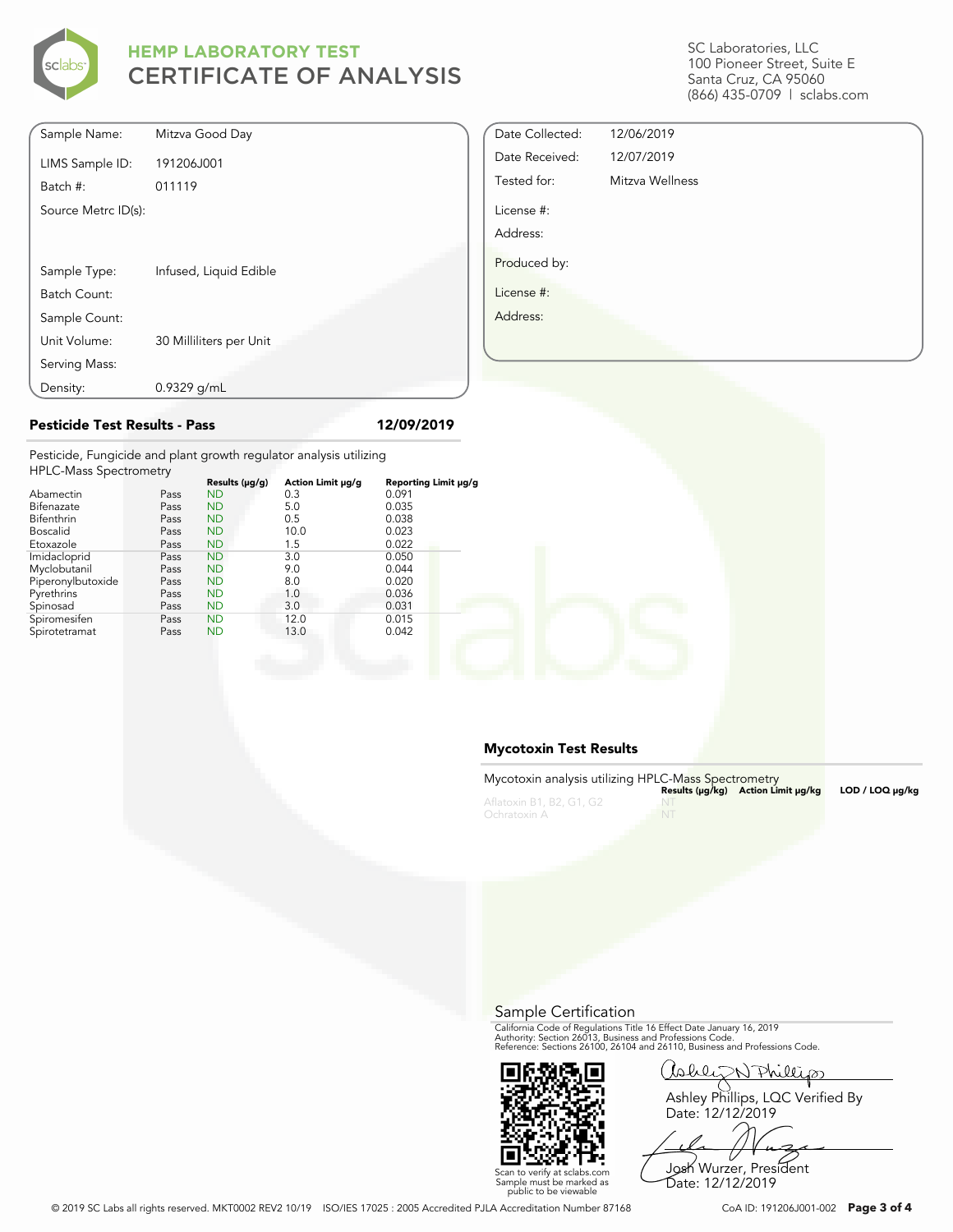# HEMP LABORATORY TEST
## CERTIFICATE OF ANALYSIS

SC Laboratories, LLC
100 Pioneer Street, Suite E
Santa Cruz, CA 95060
(866) 435-0709 | sclabs.com

| | |
|---|---|
| Sample Name: | Mitzva Good Day |
| LIMS Sample ID: | 191206J001 |
| Batch #: | 011119 |
| Source Metrc ID(s): | |
| Sample Type: | Infused, Liquid Edible |
| Batch Count: | |
| Sample Count: | |
| Unit Volume: | 30 Milliliters per Unit |
| Serving Mass: | |
| Density: | 0.9329 g/mL |

| | |
|---|---|
| Date Collected: | 12/06/2019 |
| Date Received: | 12/07/2019 |
| Tested for: | Mitzva Wellness |
| License #: | |
| Address: | |
| Produced by: | |
| License #: | |
| Address: | |

### Pesticide Test Results - Pass — 12/09/2019

Pesticide, Fungicide and plant growth regulator analysis utilizing HPLC-Mass Spectrometry

| | | Results (μg/g) | Action Limit μg/g | Reporting Limit μg/g |
|---|---|---|---|---|
| Abamectin | Pass | ND | 0.3 | 0.091 |
| Bifenazate | Pass | ND | 5.0 | 0.035 |
| Bifenthrin | Pass | ND | 0.5 | 0.038 |
| Boscalid | Pass | ND | 10.0 | 0.023 |
| Etoxazole | Pass | ND | 1.5 | 0.022 |
| Imidacloprid | Pass | ND | 3.0 | 0.050 |
| Myclobutanil | Pass | ND | 9.0 | 0.044 |
| Piperonylbutoxide | Pass | ND | 8.0 | 0.020 |
| Pyrethrins | Pass | ND | 1.0 | 0.036 |
| Spinosad | Pass | ND | 3.0 | 0.031 |
| Spiromesifen | Pass | ND | 12.0 | 0.015 |
| Spirotetramat | Pass | ND | 13.0 | 0.042 |

### Mycotoxin Test Results

Mycotoxin analysis utilizing HPLC-Mass Spectrometry

| | Results (μg/kg) | Action Limit μg/kg | LOD / LOQ μg/kg |
|---|---|---|---|
| Aflatoxin B1, B2, G1, G2 | NT | | |
| Ochratoxin A | NT | | |

### Sample Certification

California Code of Regulations Title 16 Effect Date January 16, 2019
Authority: Section 26013, Business and Professions Code.
Reference: Sections 26100, 26104 and 26110, Business and Professions Code.

Scan to verify at sclabs.com
Sample must be marked as public to be viewable

Ashley Phillips, LQC Verified By
Date: 12/12/2019

Josh Wurzer, President
Date: 12/12/2019

© 2019 SC Labs all rights reserved. MKT0002 REV2 10/19 ISO/IES 17025 : 2005 Accredited PJLA Accreditation Number 87168 CoA ID: 191206J001-002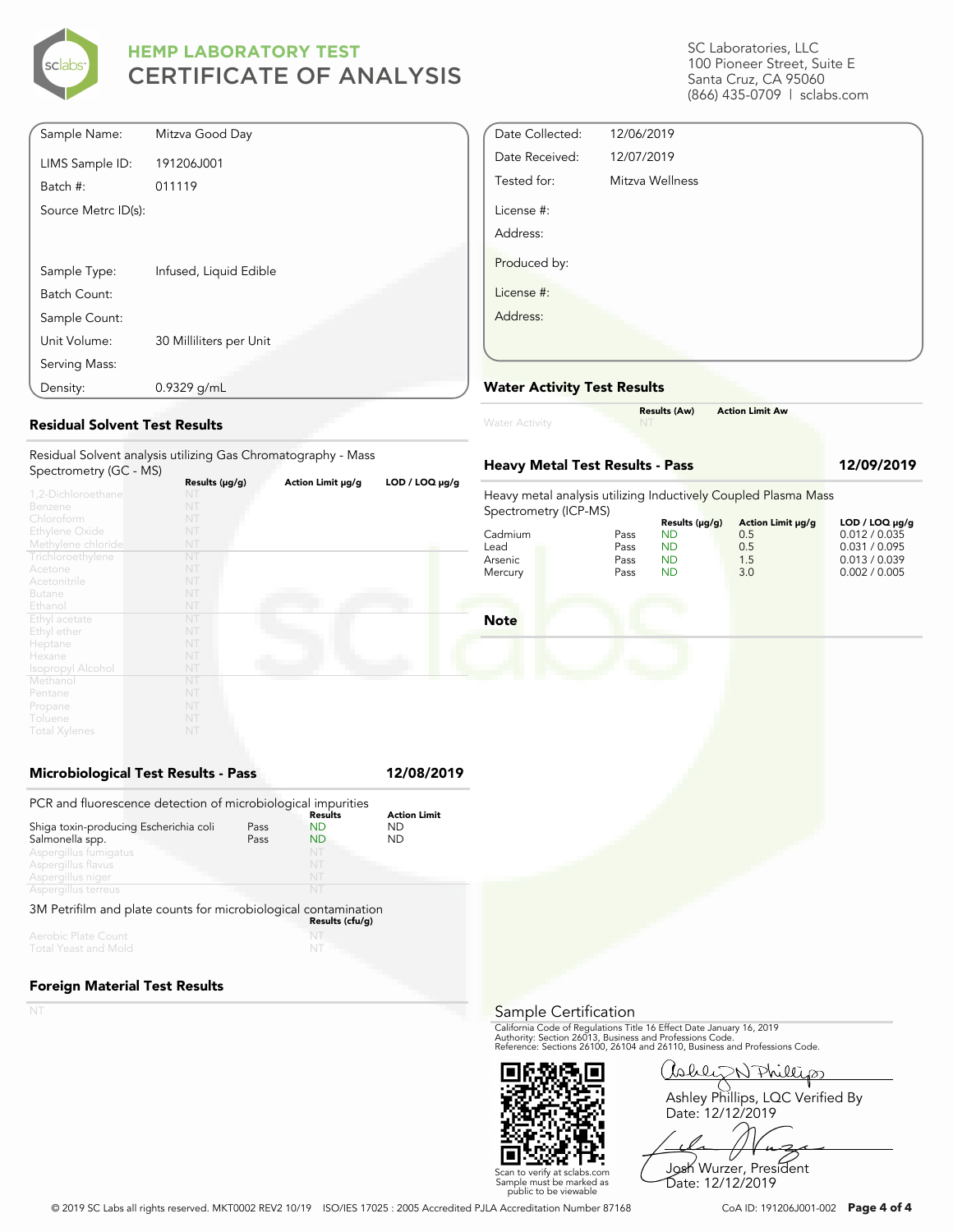# HEMP LABORATORY TEST
# CERTIFICATE OF ANALYSIS

SC Laboratories, LLC
100 Pioneer Street, Suite E
Santa Cruz, CA 95060
(866) 435-0709 | sclabs.com

| | |
|---|---|
| Sample Name: | Mitzva Good Day |
| LIMS Sample ID: | 191206J001 |
| Batch #: | 011119 |
| Source Metrc ID(s): | |
| Sample Type: | Infused, Liquid Edible |
| Batch Count: | |
| Sample Count: | |
| Unit Volume: | 30 Milliliters per Unit |
| Serving Mass: | |
| Density: | 0.9329 g/mL |

| | |
|---|---|
| Date Collected: | 12/06/2019 |
| Date Received: | 12/07/2019 |
| Tested for: | Mitzva Wellness |
| License #: | |
| Address: | |
| Produced by: | |
| License #: | |
| Address: | |

## Residual Solvent Test Results

Residual Solvent analysis utilizing Gas Chromatography - Mass Spectrometry (GC - MS)

| | Results (μg/g) | Action Limit μg/g | LOD / LOQ μg/g |
|---|---|---|---|
| 1,2-Dichloroethane | NT | | |
| Benzene | NT | | |
| Chloroform | NT | | |
| Ethylene Oxide | NT | | |
| Methylene chloride | NT | | |
| Trichloroethylene | NT | | |
| Acetone | NT | | |
| Acetonitrile | NT | | |
| Butane | NT | | |
| Ethanol | NT | | |
| Ethyl acetate | NT | | |
| Ethyl ether | NT | | |
| Heptane | NT | | |
| Hexane | NT | | |
| Isopropyl Alcohol | NT | | |
| Methanol | NT | | |
| Pentane | NT | | |
| Propane | NT | | |
| Toluene | NT | | |
| Total Xylenes | NT | | |

## Water Activity Test Results

| | Results (Aw) | Action Limit Aw |
|---|---|---|
| Water Activity | NT | |

## Heavy Metal Test Results - Pass

12/09/2019

Heavy metal analysis utilizing Inductively Coupled Plasma Mass Spectrometry (ICP-MS)

| | | Results (μg/g) | Action Limit μg/g | LOD / LOQ μg/g |
|---|---|---|---|---|
| Cadmium | Pass | ND | 0.5 | 0.012 / 0.035 |
| Lead | Pass | ND | 0.5 | 0.031 / 0.095 |
| Arsenic | Pass | ND | 1.5 | 0.013 / 0.039 |
| Mercury | Pass | ND | 3.0 | 0.002 / 0.005 |

## Note

## Microbiological Test Results - Pass

12/08/2019

PCR and fluorescence detection of microbiological impurities

| | | Results | Action Limit |
|---|---|---|---|
| Shiga toxin-producing Escherichia coli | Pass | ND | ND |
| Salmonella spp. | Pass | ND | ND |
| Aspergillus fumigatus | | NT | |
| Aspergillus flavus | | NT | |
| Aspergillus niger | | NT | |
| Aspergillus terreus | | NT | |

3M Petrifilm and plate counts for microbiological contamination

| | Results (cfu/g) |
|---|---|
| Aerobic Plate Count | NT |
| Total Yeast and Mold | NT |

## Foreign Material Test Results

NT

## Sample Certification

California Code of Regulations Title 16 Effect Date January 16, 2019
Authority: Section 26013, Business and Professions Code.
Reference: Sections 26100, 26104 and 26110, Business and Professions Code.

Scan to verify at sclabs.com
Sample must be marked as public to be viewable

Ashley Phillips, LQC Verified By
Date: 12/12/2019

Josh Wurzer, President
Date: 12/12/2019

© 2019 SC Labs all rights reserved. MKT0002 REV2 10/19 ISO/IES 17025 : 2005 Accredited PJLA Accreditation Number 87168

CoA ID: 191206J001-002